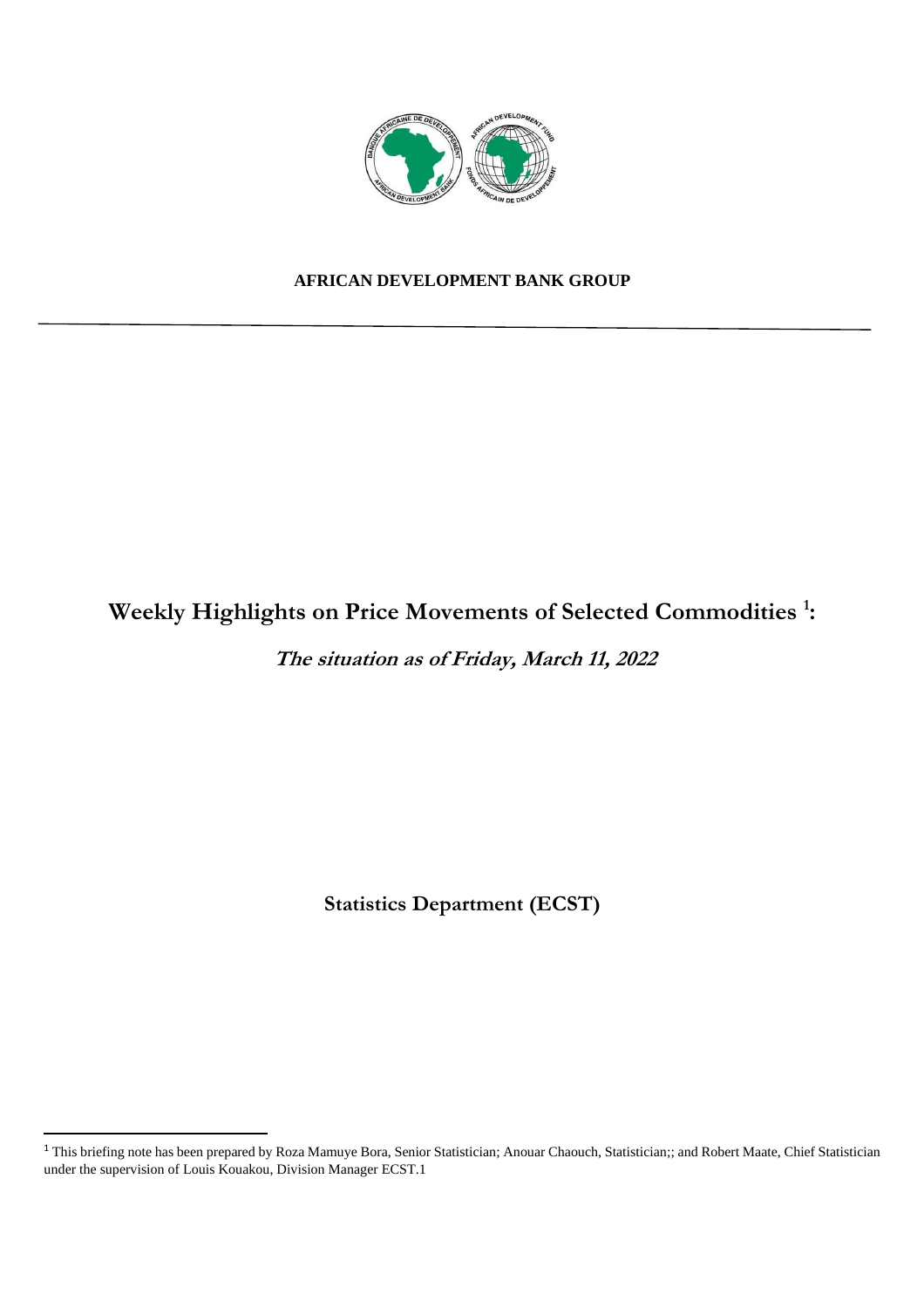**AFRICAN DEVELOPMENT BANK GROUP**

---

# Weekly Highlights on Price Movements of Selected Commodities [1]:

## *The situation as of Friday, March 11, 2022*

**Statistics Department (ECST)**

---

[1] This briefing note has been prepared by Roza Mamuye Bora, Senior Statistician; Anouar Chaouch, Statistician;; and Robert Maate, Chief Statistician under the supervision of Louis Kouakou, Division Manager ECST.1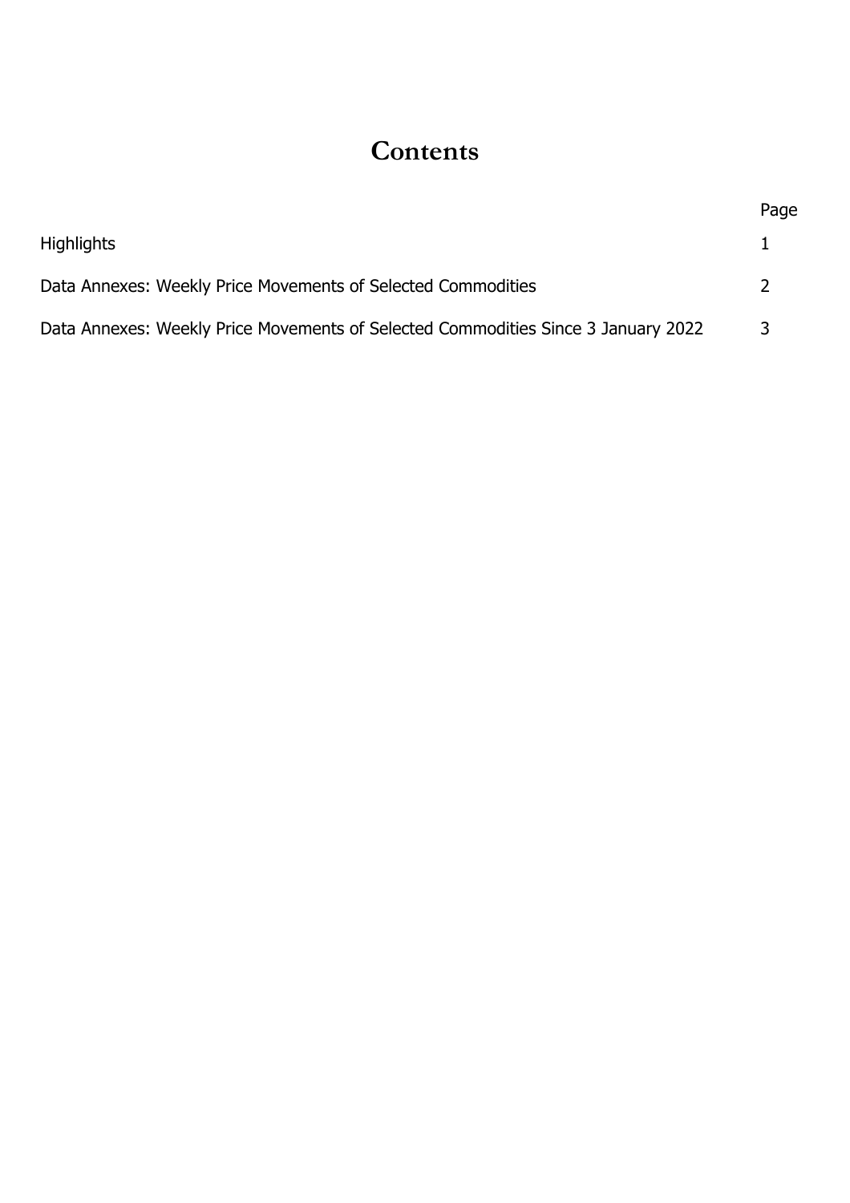# Contents

| | Page |
|---|---|
| Highlights | 1 |
| Data Annexes: Weekly Price Movements of Selected Commodities | 2 |
| Data Annexes: Weekly Price Movements of Selected Commodities Since 3 January 2022 | 3 |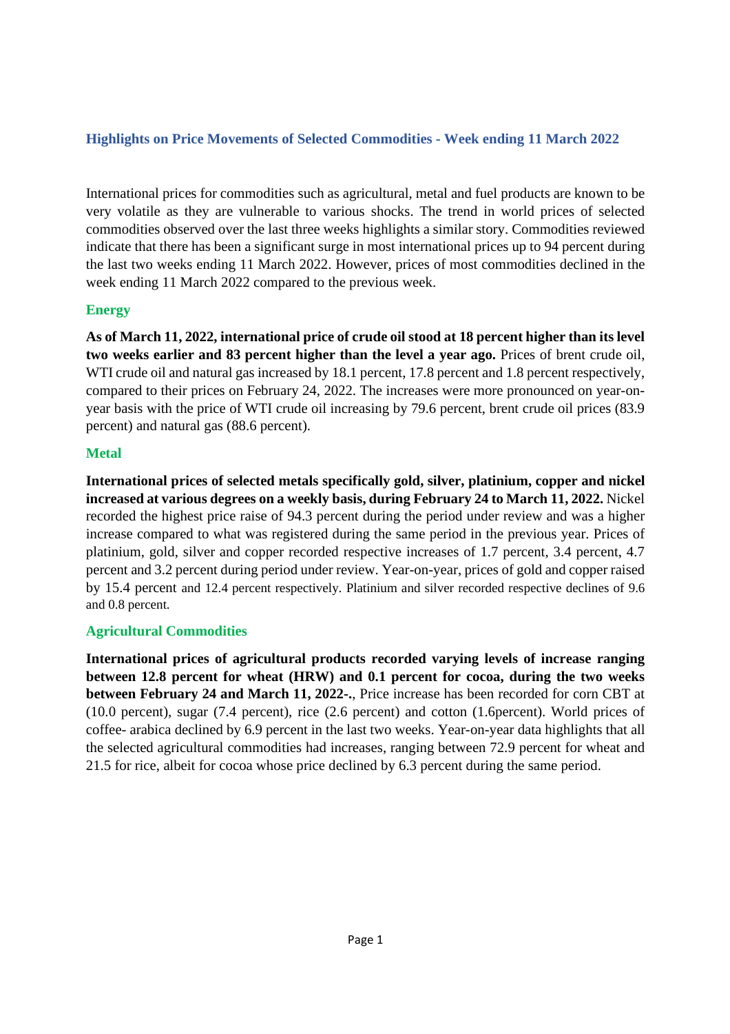## Highlights on Price Movements of Selected Commodities - Week ending 11 March 2022

International prices for commodities such as agricultural, metal and fuel products are known to be very volatile as they are vulnerable to various shocks. The trend in world prices of selected commodities observed over the last three weeks highlights a similar story. Commodities reviewed indicate that there has been a significant surge in most international prices up to 94 percent during the last two weeks ending 11 March 2022. However, prices of most commodities declined in the week ending 11 March 2022 compared to the previous week.

### Energy

**As of March 11, 2022, international price of crude oil stood at 18 percent higher than its level two weeks earlier and 83 percent higher than the level a year ago.** Prices of brent crude oil, WTI crude oil and natural gas increased by 18.1 percent, 17.8 percent and 1.8 percent respectively, compared to their prices on February 24, 2022. The increases were more pronounced on year-on-year basis with the price of WTI crude oil increasing by 79.6 percent, brent crude oil prices (83.9 percent) and natural gas (88.6 percent).

### Metal

**International prices of selected metals specifically gold, silver, platinium, copper and nickel increased at various degrees on a weekly basis, during February 24 to March 11, 2022.** Nickel recorded the highest price raise of 94.3 percent during the period under review and was a higher increase compared to what was registered during the same period in the previous year. Prices of platinium, gold, silver and copper recorded respective increases of 1.7 percent, 3.4 percent, 4.7 percent and 3.2 percent during period under review. Year-on-year, prices of gold and copper raised by 15.4 percent and 12.4 percent respectively. Platinium and silver recorded respective declines of 9.6 and 0.8 percent.

### Agricultural Commodities

**International prices of agricultural products recorded varying levels of increase ranging between 12.8 percent for wheat (HRW) and 0.1 percent for cocoa, during the two weeks between February 24 and March 11, 2022-.**, Price increase has been recorded for corn CBT at (10.0 percent), sugar (7.4 percent), rice (2.6 percent) and cotton (1.6percent). World prices of coffee- arabica declined by 6.9 percent in the last two weeks. Year-on-year data highlights that all the selected agricultural commodities had increases, ranging between 72.9 percent for wheat and 21.5 for rice, albeit for cocoa whose price declined by 6.3 percent during the same period.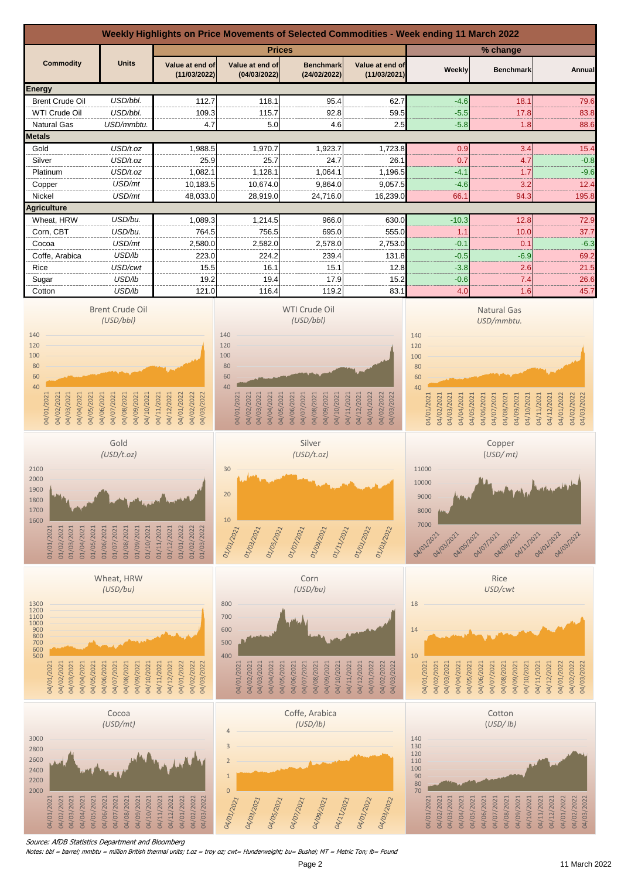# Weekly Highlights on Price Movements of Selected Commodities - Week ending 11 March 2022

| Commodity | Units | Prices | | | | % change | | |
|---|---|---|---|---|---|---|---|---|
| | | Value at end of (11/03/2022) | Value at end of (04/03/2022) | Benchmark (24/02/2022) | Value at end of (11/03/2021) | Weekly | Benchmark | Annual |
| **Energy** | | | | | | | | |
| Brent Crude Oil | USD/bbl. | 112.7 | 118.1 | 95.4 | 62.7 | -4.6 | 18.1 | 79.6 |
| WTI Crude Oil | USD/bbl. | 109.3 | 115.7 | 92.8 | 59.5 | -5.5 | 17.8 | 83.8 |
| Natural Gas | USD/mmbtu. | 4.7 | 5.0 | 4.6 | 2.5 | -5.8 | 1.8 | 88.6 |
| **Metals** | | | | | | | | |
| Gold | USD/t.oz | 1,988.5 | 1,970.7 | 1,923.7 | 1,723.8 | 0.9 | 3.4 | 15.4 |
| Silver | USD/t.oz | 25.9 | 25.7 | 24.7 | 26.1 | 0.7 | 4.7 | -0.8 |
| Platinum | USD/t.oz | 1,082.1 | 1,128.1 | 1,064.1 | 1,196.5 | -4.1 | 1.7 | -9.6 |
| Copper | USD/mt | 10,183.5 | 10,674.0 | 9,864.0 | 9,057.5 | -4.6 | 3.2 | 12.4 |
| Nickel | USD/mt | 48,033.0 | 28,919.0 | 24,716.0 | 16,239.0 | 66.1 | 94.3 | 195.8 |
| **Agriculture** | | | | | | | | |
| Wheat, HRW | USD/bu. | 1,089.3 | 1,214.5 | 966.0 | 630.0 | -10.3 | 12.8 | 72.9 |
| Corn, CBT | USD/bu. | 764.5 | 756.5 | 695.0 | 555.0 | 1.1 | 10.0 | 37.7 |
| Cocoa | USD/mt | 2,580.0 | 2,582.0 | 2,578.0 | 2,753.0 | -0.1 | 0.1 | -6.3 |
| Coffe, Arabica | USD/lb | 223.0 | 224.2 | 239.4 | 131.8 | -0.5 | -6.9 | 69.2 |
| Rice | USD/cwt | 15.5 | 16.1 | 15.1 | 12.8 | -3.8 | 2.6 | 21.5 |
| Sugar | USD/lb | 19.2 | 19.4 | 17.9 | 15.2 | -0.6 | 7.4 | 26.6 |
| Cotton | USD/lb | 121.0 | 116.4 | 119.2 | 83.1 | 4.0 | 1.6 | 45.7 |

Brent Crude Oil (USD/bbl)

WTI Crude Oil (USD/bbl)

Natural Gas USD/mmbtu.

Gold (USD/t.oz)

Silver (USD/t.oz)

Copper (USD/ mt)

Wheat, HRW (USD/bu)

Corn (USD/bu)

Rice USD/cwt

Cocoa (USD/mt)

Coffe, Arabica (USD/lb)

Cotton (USD/ lb)

*Source: AfDB Statistics Department and Bloomberg*

*Notes: bbl = barrel; mmbtu = million British thermal units; t.oz = troy oz; cwt= Hunderweight; bu= Bushel; MT = Metric Ton; lb= Pound*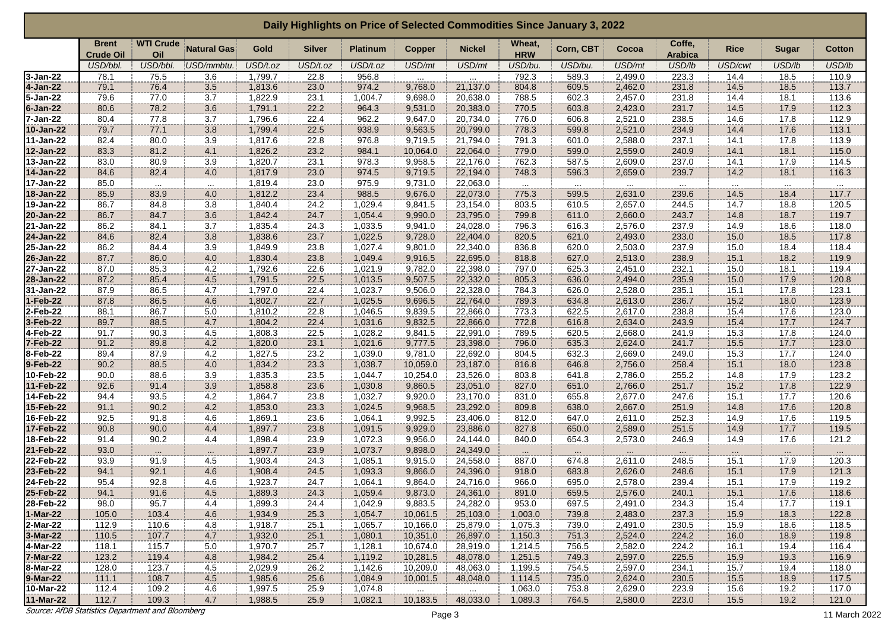# Daily Highlights on Price of Selected Commodities Since January 3, 2022

| | Brent Crude Oil | WTI Crude Oil | Natural Gas | Gold | Silver | Platinum | Copper | Nickel | Wheat, HRW | Corn, CBT | Cocoa | Coffe, Arabica | Rice | Sugar | Cotton |
|---|---|---|---|---|---|---|---|---|---|---|---|---|---|---|---|
| | USD/bbl. | USD/bbl. | USD/mmbtu. | USD/t.oz | USD/t.oz | USD/t.oz | USD/mt | USD/mt | USD/bu. | USD/bu. | USD/mt | USD/lb | USD/cwt | USD/lb | USD/lb |
| 3-Jan-22 | 78.1 | 75.5 | 3.6 | 1,799.7 | 22.8 | 956.8 | ... | ... | 792.3 | 589.3 | 2,499.0 | 223.3 | 14.4 | 18.5 | 110.9 |
| 4-Jan-22 | 79.1 | 76.4 | 3.5 | 1,813.6 | 23.0 | 974.2 | 9,768.0 | 21,137.0 | 804.8 | 609.5 | 2,462.0 | 231.8 | 14.5 | 18.5 | 113.7 |
| 5-Jan-22 | 79.6 | 77.0 | 3.7 | 1,822.9 | 23.1 | 1,004.7 | 9,698.0 | 20,638.0 | 788.5 | 602.3 | 2,457.0 | 231.8 | 14.4 | 18.1 | 113.6 |
| 6-Jan-22 | 80.6 | 78.2 | 3.6 | 1,791.1 | 22.2 | 964.3 | 9,531.0 | 20,383.0 | 770.5 | 603.8 | 2,423.0 | 231.7 | 14.5 | 17.9 | 112.3 |
| 7-Jan-22 | 80.4 | 77.8 | 3.7 | 1,796.6 | 22.4 | 962.2 | 9,647.0 | 20,734.0 | 776.0 | 606.8 | 2,521.0 | 238.5 | 14.6 | 17.8 | 112.9 |
| 10-Jan-22 | 79.7 | 77.1 | 3.8 | 1,799.4 | 22.5 | 938.9 | 9,563.5 | 20,799.0 | 778.3 | 599.8 | 2,521.0 | 234.9 | 14.4 | 17.6 | 113.1 |
| 11-Jan-22 | 82.4 | 80.0 | 3.9 | 1,817.6 | 22.8 | 976.8 | 9,719.5 | 21,794.0 | 791.3 | 601.0 | 2,588.0 | 237.1 | 14.1 | 17.8 | 113.9 |
| 12-Jan-22 | 83.3 | 81.2 | 4.1 | 1,826.2 | 23.2 | 984.1 | 10,064.0 | 22,064.0 | 779.0 | 599.0 | 2,559.0 | 240.9 | 14.1 | 18.1 | 115.0 |
| 13-Jan-22 | 83.0 | 80.9 | 3.9 | 1,820.7 | 23.1 | 978.3 | 9,958.5 | 22,176.0 | 762.3 | 587.5 | 2,609.0 | 237.0 | 14.1 | 17.9 | 114.5 |
| 14-Jan-22 | 84.6 | 82.4 | 4.0 | 1,817.9 | 23.0 | 974.5 | 9,719.5 | 22,194.0 | 748.3 | 596.3 | 2,659.0 | 239.7 | 14.2 | 18.1 | 116.3 |
| 17-Jan-22 | 85.0 | ... | ... | 1,819.4 | 23.0 | 975.9 | 9,731.0 | 22,063.0 | ... | ... | ... | ... | ... | ... | ... |
| 18-Jan-22 | 85.9 | 83.9 | 4.0 | 1,812.2 | 23.4 | 988.5 | 9,676.0 | 22,073.0 | 775.3 | 599.5 | 2,631.0 | 239.6 | 14.5 | 18.4 | 117.7 |
| 19-Jan-22 | 86.7 | 84.8 | 3.8 | 1,840.4 | 24.2 | 1,029.4 | 9,841.5 | 23,154.0 | 803.5 | 610.5 | 2,657.0 | 244.5 | 14.7 | 18.8 | 120.5 |
| 20-Jan-22 | 86.7 | 84.7 | 3.6 | 1,842.4 | 24.7 | 1,054.4 | 9,990.0 | 23,795.0 | 799.8 | 611.0 | 2,660.0 | 243.7 | 14.8 | 18.7 | 119.7 |
| 21-Jan-22 | 86.2 | 84.1 | 3.7 | 1,835.4 | 24.3 | 1,033.5 | 9,941.0 | 24,028.0 | 796.3 | 616.3 | 2,576.0 | 237.9 | 14.9 | 18.6 | 118.0 |
| 24-Jan-22 | 84.6 | 82.4 | 3.8 | 1,838.6 | 23.7 | 1,022.5 | 9,728.0 | 22,404.0 | 820.5 | 621.0 | 2,493.0 | 233.0 | 15.0 | 18.5 | 117.8 |
| 25-Jan-22 | 86.2 | 84.4 | 3.9 | 1,849.9 | 23.8 | 1,027.4 | 9,801.0 | 22,340.0 | 836.8 | 620.0 | 2,503.0 | 237.9 | 15.0 | 18.4 | 118.4 |
| 26-Jan-22 | 87.7 | 86.0 | 4.0 | 1,830.4 | 23.8 | 1,049.4 | 9,916.5 | 22,695.0 | 818.8 | 627.0 | 2,513.0 | 238.9 | 15.1 | 18.2 | 119.9 |
| 27-Jan-22 | 87.0 | 85.3 | 4.2 | 1,792.6 | 22.6 | 1,021.9 | 9,782.0 | 22,398.0 | 797.0 | 625.3 | 2,451.0 | 232.1 | 15.0 | 18.1 | 119.4 |
| 28-Jan-22 | 87.2 | 85.4 | 4.5 | 1,791.5 | 22.5 | 1,013.5 | 9,507.5 | 22,332.0 | 805.3 | 636.0 | 2,494.0 | 235.9 | 15.0 | 17.9 | 120.8 |
| 31-Jan-22 | 87.9 | 86.5 | 4.7 | 1,797.0 | 22.4 | 1,023.7 | 9,506.0 | 22,328.0 | 784.3 | 626.0 | 2,528.0 | 235.1 | 15.1 | 17.8 | 123.1 |
| 1-Feb-22 | 87.8 | 86.5 | 4.6 | 1,802.7 | 22.7 | 1,025.5 | 9,696.5 | 22,764.0 | 789.3 | 634.8 | 2,613.0 | 236.7 | 15.2 | 18.0 | 123.9 |
| 2-Feb-22 | 88.1 | 86.7 | 5.0 | 1,810.2 | 22.8 | 1,046.5 | 9,839.5 | 22,866.0 | 773.3 | 622.5 | 2,617.0 | 238.8 | 15.4 | 17.6 | 123.0 |
| 3-Feb-22 | 89.7 | 88.5 | 4.7 | 1,804.2 | 22.4 | 1,031.6 | 9,832.5 | 22,866.0 | 772.8 | 616.8 | 2,634.0 | 243.9 | 15.4 | 17.7 | 124.7 |
| 4-Feb-22 | 91.7 | 90.3 | 4.5 | 1,808.3 | 22.5 | 1,028.2 | 9,841.5 | 22,991.0 | 789.5 | 620.5 | 2,668.0 | 241.9 | 15.3 | 17.8 | 124.0 |
| 7-Feb-22 | 91.2 | 89.8 | 4.2 | 1,820.0 | 23.1 | 1,021.6 | 9,777.5 | 23,398.0 | 796.0 | 635.3 | 2,624.0 | 241.7 | 15.5 | 17.7 | 123.0 |
| 8-Feb-22 | 89.4 | 87.9 | 4.2 | 1,827.5 | 23.2 | 1,039.0 | 9,781.0 | 22,692.0 | 804.5 | 632.3 | 2,669.0 | 249.0 | 15.3 | 17.7 | 124.0 |
| 9-Feb-22 | 90.2 | 88.5 | 4.0 | 1,834.2 | 23.3 | 1,038.7 | 10,059.0 | 23,187.0 | 816.8 | 646.8 | 2,756.0 | 258.4 | 15.1 | 18.0 | 123.8 |
| 10-Feb-22 | 90.0 | 88.6 | 3.9 | 1,835.3 | 23.5 | 1,044.7 | 10,254.0 | 23,526.0 | 803.8 | 641.8 | 2,786.0 | 255.2 | 14.8 | 17.9 | 123.2 |
| 11-Feb-22 | 92.6 | 91.4 | 3.9 | 1,858.8 | 23.6 | 1,030.8 | 9,860.5 | 23,051.0 | 827.0 | 651.0 | 2,766.0 | 251.7 | 15.2 | 17.8 | 122.9 |
| 14-Feb-22 | 94.4 | 93.5 | 4.2 | 1,864.7 | 23.8 | 1,032.7 | 9,920.0 | 23,170.0 | 831.0 | 655.8 | 2,677.0 | 247.6 | 15.1 | 17.7 | 120.6 |
| 15-Feb-22 | 91.1 | 90.2 | 4.2 | 1,853.0 | 23.3 | 1,024.5 | 9,968.5 | 23,292.0 | 809.8 | 638.0 | 2,667.0 | 251.9 | 14.8 | 17.6 | 120.8 |
| 16-Feb-22 | 92.5 | 91.8 | 4.6 | 1,869.1 | 23.6 | 1,064.1 | 9,992.5 | 23,406.0 | 812.0 | 647.0 | 2,611.0 | 252.3 | 14.9 | 17.6 | 119.5 |
| 17-Feb-22 | 90.8 | 90.0 | 4.4 | 1,897.7 | 23.8 | 1,091.5 | 9,929.0 | 23,886.0 | 827.8 | 650.0 | 2,589.0 | 251.5 | 14.9 | 17.7 | 119.5 |
| 18-Feb-22 | 91.4 | 90.2 | 4.4 | 1,898.4 | 23.9 | 1,072.3 | 9,956.0 | 24,144.0 | 840.0 | 654.3 | 2,573.0 | 246.9 | 14.9 | 17.6 | 121.2 |
| 21-Feb-22 | 93.0 | ... | ... | 1,897.7 | 23.9 | 1,073.7 | 9,898.0 | 24,349.0 | ... | ... | ... | ... | ... | ... | ... |
| 22-Feb-22 | 93.9 | 91.9 | 4.5 | 1,903.4 | 24.3 | 1,085.1 | 9,915.0 | 24,558.0 | 887.0 | 674.8 | 2,611.0 | 248.5 | 15.1 | 17.9 | 120.3 |
| 23-Feb-22 | 94.1 | 92.1 | 4.6 | 1,908.4 | 24.5 | 1,093.3 | 9,866.0 | 24,396.0 | 918.0 | 683.8 | 2,626.0 | 248.6 | 15.1 | 17.9 | 121.3 |
| 24-Feb-22 | 95.4 | 92.8 | 4.6 | 1,923.7 | 24.7 | 1,064.1 | 9,864.0 | 24,716.0 | 966.0 | 695.0 | 2,578.0 | 239.4 | 15.1 | 17.9 | 119.2 |
| 25-Feb-22 | 94.1 | 91.6 | 4.5 | 1,889.3 | 24.3 | 1,059.4 | 9,873.0 | 24,361.0 | 891.0 | 659.5 | 2,576.0 | 240.1 | 15.1 | 17.6 | 118.6 |
| 28-Feb-22 | 98.0 | 95.7 | 4.4 | 1,899.3 | 24.4 | 1,042.9 | 9,883.5 | 24,282.0 | 953.0 | 697.5 | 2,491.0 | 234.3 | 15.4 | 17.7 | 119.1 |
| 1-Mar-22 | 105.0 | 103.4 | 4.6 | 1,934.9 | 25.3 | 1,054.7 | 10,061.5 | 25,103.0 | 1,003.0 | 739.8 | 2,483.0 | 237.3 | 15.9 | 18.3 | 122.8 |
| 2-Mar-22 | 112.9 | 110.6 | 4.8 | 1,918.7 | 25.1 | 1,065.7 | 10,166.0 | 25,879.0 | 1,075.3 | 739.0 | 2,491.0 | 230.5 | 15.9 | 18.6 | 118.5 |
| 3-Mar-22 | 110.5 | 107.7 | 4.7 | 1,932.0 | 25.1 | 1,080.1 | 10,351.0 | 26,897.0 | 1,150.3 | 751.3 | 2,524.0 | 224.2 | 16.0 | 18.9 | 119.8 |
| 4-Mar-22 | 118.1 | 115.7 | 5.0 | 1,970.7 | 25.7 | 1,128.1 | 10,674.0 | 28,919.0 | 1,214.5 | 756.5 | 2,582.0 | 224.2 | 16.1 | 19.4 | 116.4 |
| 7-Mar-22 | 123.2 | 119.4 | 4.8 | 1,984.2 | 25.4 | 1,119.2 | 10,281.5 | 48,078.0 | 1,251.5 | 749.3 | 2,597.0 | 225.5 | 15.9 | 19.3 | 116.9 |
| 8-Mar-22 | 128.0 | 123.7 | 4.5 | 2,029.9 | 26.2 | 1,142.6 | 10,209.0 | 48,063.0 | 1,199.5 | 754.5 | 2,597.0 | 234.1 | 15.7 | 19.4 | 118.0 |
| 9-Mar-22 | 111.1 | 108.7 | 4.5 | 1,985.6 | 25.6 | 1,084.9 | 10,001.5 | 48,048.0 | 1,114.5 | 735.0 | 2,624.0 | 230.5 | 15.5 | 18.9 | 117.5 |
| 10-Mar-22 | 112.4 | 109.2 | 4.6 | 1,997.5 | 25.9 | 1,074.8 | ... | ... | 1,063.0 | 753.8 | 2,629.0 | 223.9 | 15.6 | 19.2 | 117.0 |
| 11-Mar-22 | 112.7 | 109.3 | 4.7 | 1,988.5 | 25.9 | 1,082.1 | 10,183.5 | 48,033.0 | 1,089.3 | 764.5 | 2,580.0 | 223.0 | 15.5 | 19.2 | 121.0 |

*Source: AfDB Statistics Department and Bloomberg*

11 March 2022